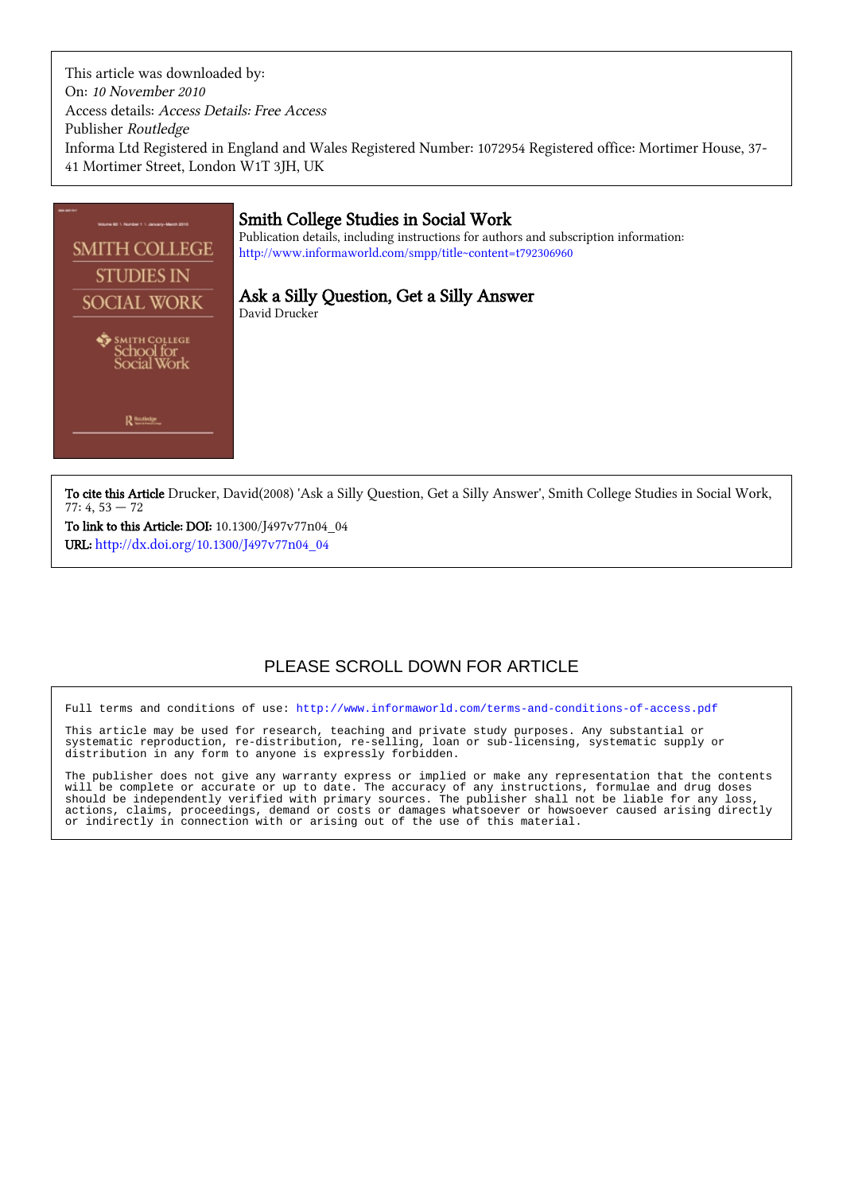This article was downloaded by:
On: *10 November 2010*
Access details: *Access Details: Free Access*
Publisher *Routledge*
Informa Ltd Registered in England and Wales Registered Number: 1072954 Registered office: Mortimer House, 37-41 Mortimer Street, London W1T 3JH, UK

# Smith College Studies in Social Work

Publication details, including instructions for authors and subscription information:
http://www.informaworld.com/smpp/title~content=t792306960

## Ask a Silly Question, Get a Silly Answer

David Drucker

**To cite this Article** Drucker, David(2008) 'Ask a Silly Question, Get a Silly Answer', Smith College Studies in Social Work, 77: 4, 53 — 72

**To link to this Article: DOI:** 10.1300/J497v77n04_04

**URL:** http://dx.doi.org/10.1300/J497v77n04_04

PLEASE SCROLL DOWN FOR ARTICLE

Full terms and conditions of use: http://www.informaworld.com/terms-and-conditions-of-access.pdf

This article may be used for research, teaching and private study purposes. Any substantial or systematic reproduction, re-distribution, re-selling, loan or sub-licensing, systematic supply or distribution in any form to anyone is expressly forbidden.

The publisher does not give any warranty express or implied or make any representation that the contents will be complete or accurate or up to date. The accuracy of any instructions, formulae and drug doses should be independently verified with primary sources. The publisher shall not be liable for any loss, actions, claims, proceedings, demand or costs or damages whatsoever or howsoever caused arising directly or indirectly in connection with or arising out of the use of this material.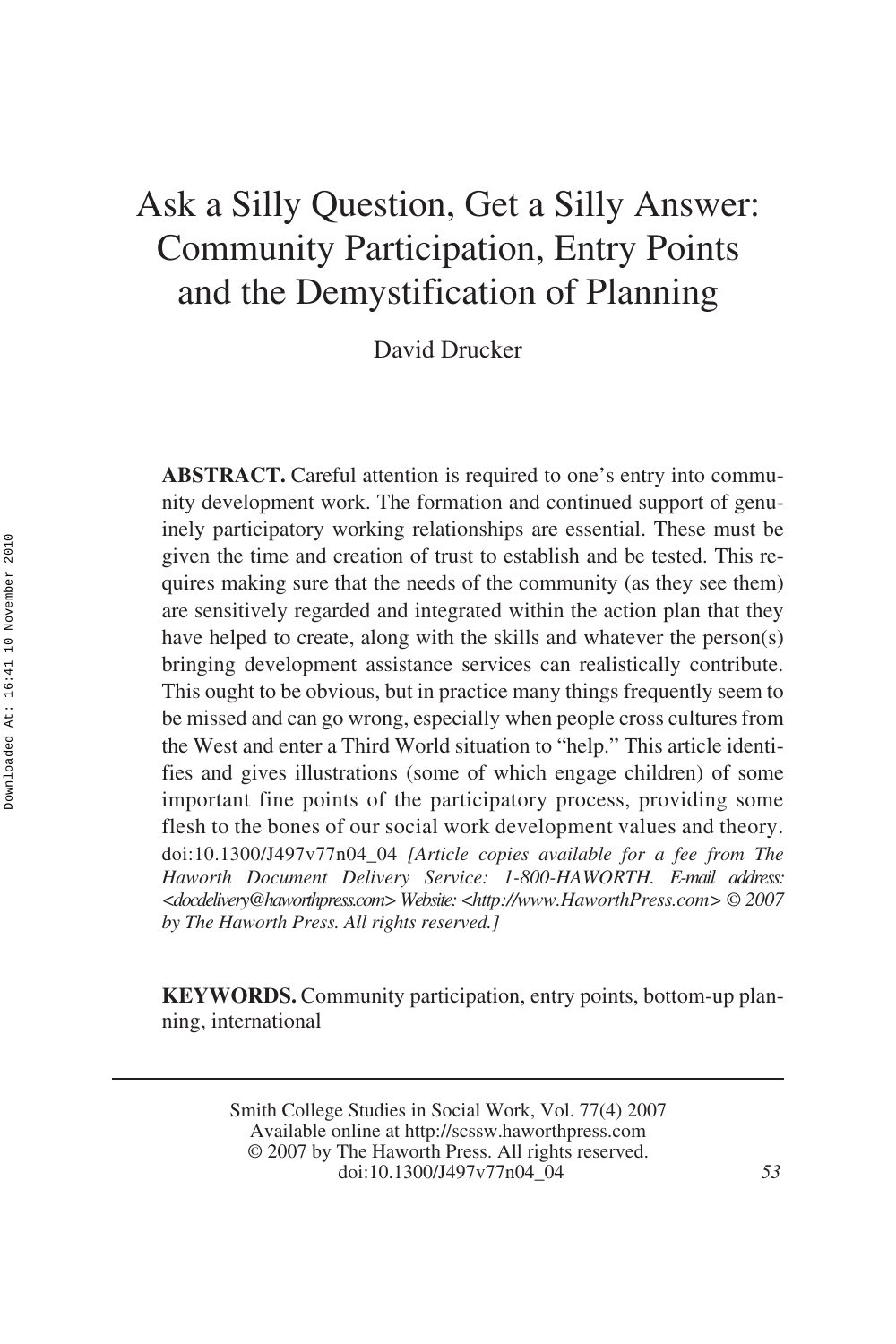# Ask a Silly Question, Get a Silly Answer: Community Participation, Entry Points and the Demystification of Planning

David Drucker

**ABSTRACT.** Careful attention is required to one's entry into community development work. The formation and continued support of genuinely participatory working relationships are essential. These must be given the time and creation of trust to establish and be tested. This requires making sure that the needs of the community (as they see them) are sensitively regarded and integrated within the action plan that they have helped to create, along with the skills and whatever the person(s) bringing development assistance services can realistically contribute. This ought to be obvious, but in practice many things frequently seem to be missed and can go wrong, especially when people cross cultures from the West and enter a Third World situation to "help." This article identifies and gives illustrations (some of which engage children) of some important fine points of the participatory process, providing some flesh to the bones of our social work development values and theory. doi:10.1300/J497v77n04_04 *[Article copies available for a fee from The Haworth Document Delivery Service: 1-800-HAWORTH. E-mail address: <docdelivery@haworthpress.com> Website: <http://www.HaworthPress.com> © 2007 by The Haworth Press. All rights reserved.]*

**KEYWORDS.** Community participation, entry points, bottom-up planning, international

Smith College Studies in Social Work, Vol. 77(4) 2007
Available online at http://scssw.haworthpress.com
© 2007 by The Haworth Press. All rights reserved.
doi:10.1300/J497v77n04_04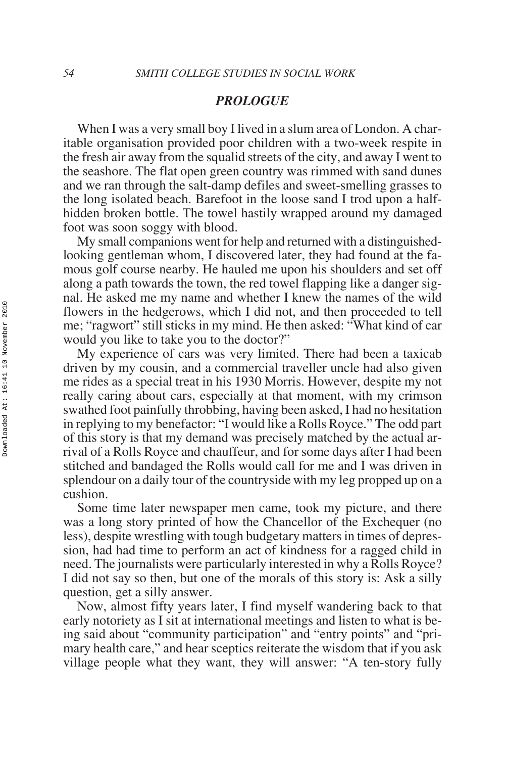## *PROLOGUE*

When I was a very small boy I lived in a slum area of London. A charitable organisation provided poor children with a two-week respite in the fresh air away from the squalid streets of the city, and away I went to the seashore. The flat open green country was rimmed with sand dunes and we ran through the salt-damp defiles and sweet-smelling grasses to the long isolated beach. Barefoot in the loose sand I trod upon a half-hidden broken bottle. The towel hastily wrapped around my damaged foot was soon soggy with blood.

My small companions went for help and returned with a distinguished-looking gentleman whom, I discovered later, they had found at the famous golf course nearby. He hauled me upon his shoulders and set off along a path towards the town, the red towel flapping like a danger signal. He asked me my name and whether I knew the names of the wild flowers in the hedgerows, which I did not, and then proceeded to tell me; "ragwort" still sticks in my mind. He then asked: "What kind of car would you like to take you to the doctor?"

My experience of cars was very limited. There had been a taxicab driven by my cousin, and a commercial traveller uncle had also given me rides as a special treat in his 1930 Morris. However, despite my not really caring about cars, especially at that moment, with my crimson swathed foot painfully throbbing, having been asked, I had no hesitation in replying to my benefactor: "I would like a Rolls Royce." The odd part of this story is that my demand was precisely matched by the actual arrival of a Rolls Royce and chauffeur, and for some days after I had been stitched and bandaged the Rolls would call for me and I was driven in splendour on a daily tour of the countryside with my leg propped up on a cushion.

Some time later newspaper men came, took my picture, and there was a long story printed of how the Chancellor of the Exchequer (no less), despite wrestling with tough budgetary matters in times of depression, had had time to perform an act of kindness for a ragged child in need. The journalists were particularly interested in why a Rolls Royce? I did not say so then, but one of the morals of this story is: Ask a silly question, get a silly answer.

Now, almost fifty years later, I find myself wandering back to that early notoriety as I sit at international meetings and listen to what is being said about "community participation" and "entry points" and "primary health care," and hear sceptics reiterate the wisdom that if you ask village people what they want, they will answer: "A ten-story fully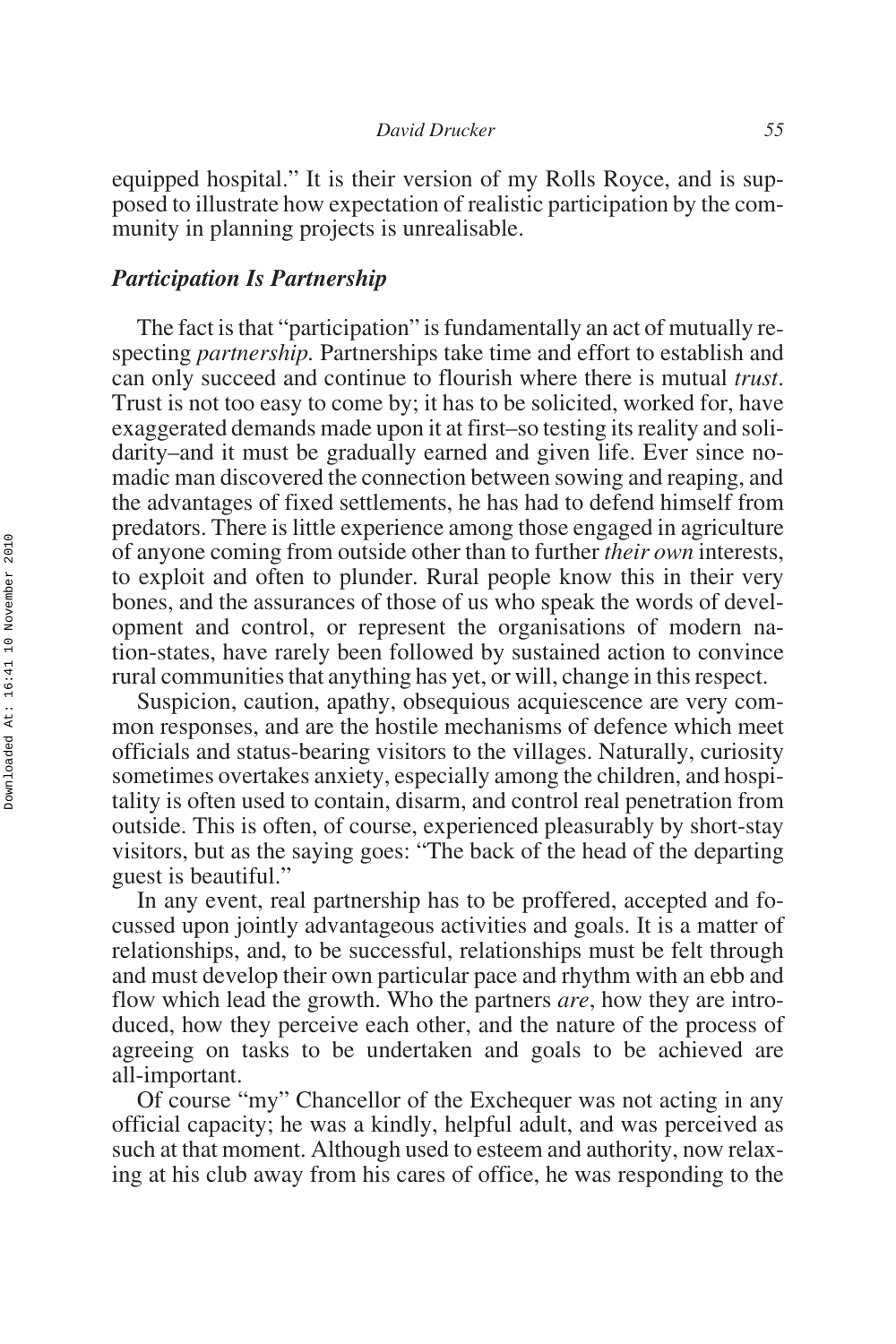equipped hospital." It is their version of my Rolls Royce, and is supposed to illustrate how expectation of realistic participation by the community in planning projects is unrealisable.

### *Participation Is Partnership*

The fact is that "participation" is fundamentally an act of mutually respecting *partnership.* Partnerships take time and effort to establish and can only succeed and continue to flourish where there is mutual *trust*. Trust is not too easy to come by; it has to be solicited, worked for, have exaggerated demands made upon it at first–so testing its reality and solidarity–and it must be gradually earned and given life. Ever since nomadic man discovered the connection between sowing and reaping, and the advantages of fixed settlements, he has had to defend himself from predators. There is little experience among those engaged in agriculture of anyone coming from outside other than to further *their own* interests, to exploit and often to plunder. Rural people know this in their very bones, and the assurances of those of us who speak the words of development and control, or represent the organisations of modern nation-states, have rarely been followed by sustained action to convince rural communities that anything has yet, or will, change in this respect.

Suspicion, caution, apathy, obsequious acquiescence are very common responses, and are the hostile mechanisms of defence which meet officials and status-bearing visitors to the villages. Naturally, curiosity sometimes overtakes anxiety, especially among the children, and hospitality is often used to contain, disarm, and control real penetration from outside. This is often, of course, experienced pleasurably by short-stay visitors, but as the saying goes: "The back of the head of the departing guest is beautiful."

In any event, real partnership has to be proffered, accepted and focussed upon jointly advantageous activities and goals. It is a matter of relationships, and, to be successful, relationships must be felt through and must develop their own particular pace and rhythm with an ebb and flow which lead the growth. Who the partners *are*, how they are introduced, how they perceive each other, and the nature of the process of agreeing on tasks to be undertaken and goals to be achieved are all-important.

Of course "my" Chancellor of the Exchequer was not acting in any official capacity; he was a kindly, helpful adult, and was perceived as such at that moment. Although used to esteem and authority, now relaxing at his club away from his cares of office, he was responding to the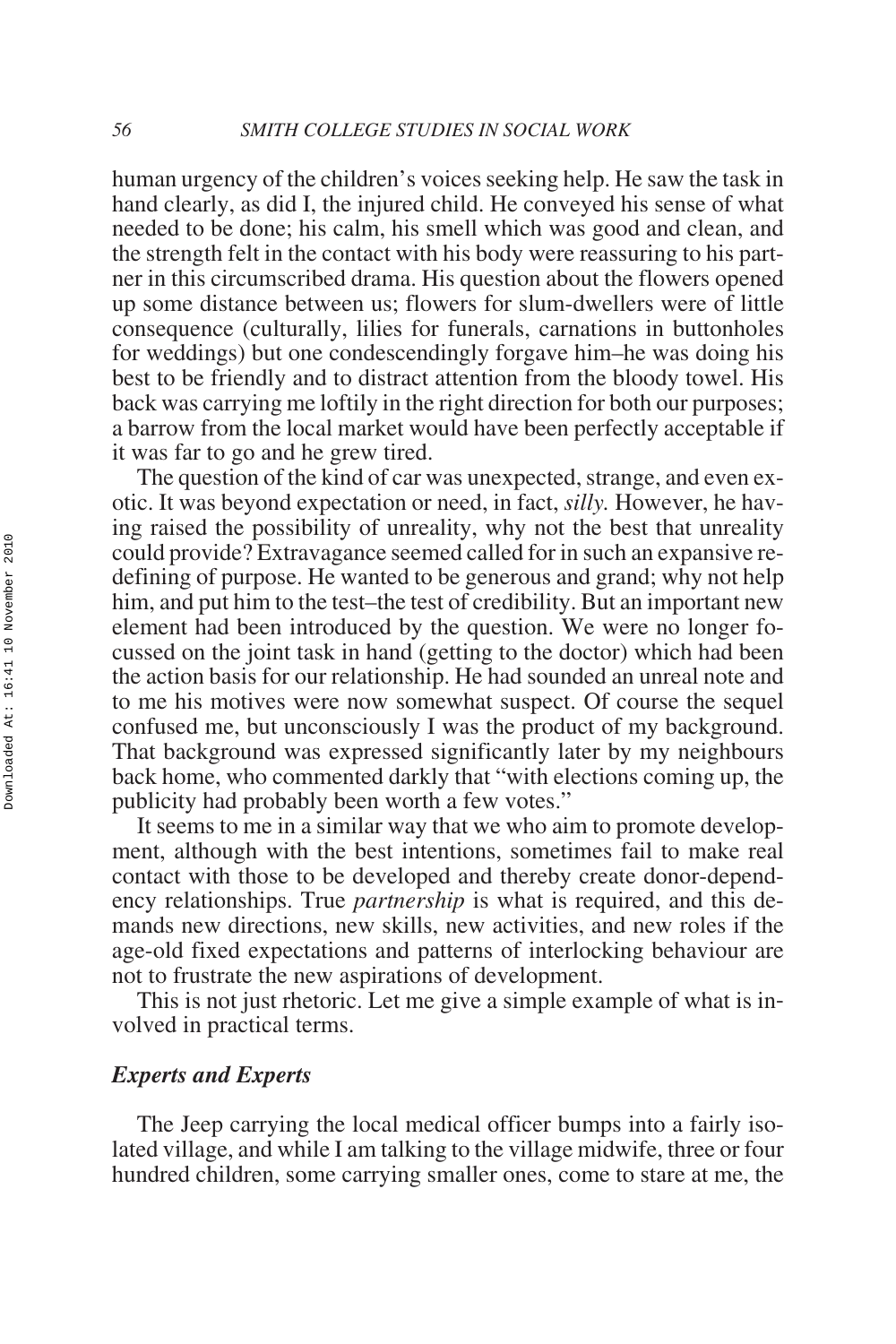human urgency of the children's voices seeking help. He saw the task in hand clearly, as did I, the injured child. He conveyed his sense of what needed to be done; his calm, his smell which was good and clean, and the strength felt in the contact with his body were reassuring to his partner in this circumscribed drama. His question about the flowers opened up some distance between us; flowers for slum-dwellers were of little consequence (culturally, lilies for funerals, carnations in buttonholes for weddings) but one condescendingly forgave him–he was doing his best to be friendly and to distract attention from the bloody towel. His back was carrying me loftily in the right direction for both our purposes; a barrow from the local market would have been perfectly acceptable if it was far to go and he grew tired.

The question of the kind of car was unexpected, strange, and even exotic. It was beyond expectation or need, in fact, *silly.* However, he having raised the possibility of unreality, why not the best that unreality could provide? Extravagance seemed called for in such an expansive redefining of purpose. He wanted to be generous and grand; why not help him, and put him to the test–the test of credibility. But an important new element had been introduced by the question. We were no longer focussed on the joint task in hand (getting to the doctor) which had been the action basis for our relationship. He had sounded an unreal note and to me his motives were now somewhat suspect. Of course the sequel confused me, but unconsciously I was the product of my background. That background was expressed significantly later by my neighbours back home, who commented darkly that "with elections coming up, the publicity had probably been worth a few votes."

It seems to me in a similar way that we who aim to promote development, although with the best intentions, sometimes fail to make real contact with those to be developed and thereby create donor-dependency relationships. True *partnership* is what is required, and this demands new directions, new skills, new activities, and new roles if the age-old fixed expectations and patterns of interlocking behaviour are not to frustrate the new aspirations of development.

This is not just rhetoric. Let me give a simple example of what is involved in practical terms.

### *Experts and Experts*

The Jeep carrying the local medical officer bumps into a fairly isolated village, and while I am talking to the village midwife, three or four hundred children, some carrying smaller ones, come to stare at me, the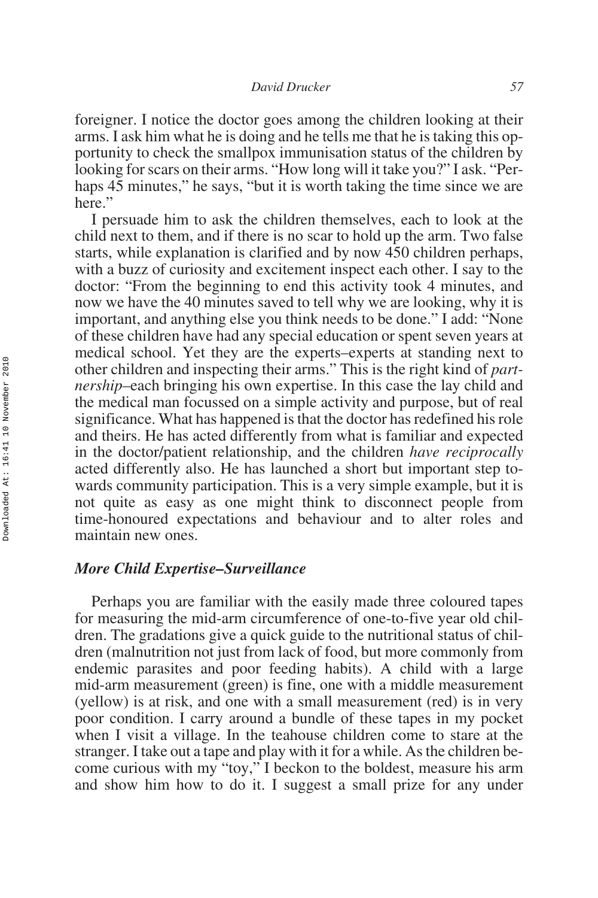foreigner. I notice the doctor goes among the children looking at their arms. I ask him what he is doing and he tells me that he is taking this opportunity to check the smallpox immunisation status of the children by looking for scars on their arms. "How long will it take you?" I ask. "Perhaps 45 minutes," he says, "but it is worth taking the time since we are here."

I persuade him to ask the children themselves, each to look at the child next to them, and if there is no scar to hold up the arm. Two false starts, while explanation is clarified and by now 450 children perhaps, with a buzz of curiosity and excitement inspect each other. I say to the doctor: "From the beginning to end this activity took 4 minutes, and now we have the 40 minutes saved to tell why we are looking, why it is important, and anything else you think needs to be done." I add: "None of these children have had any special education or spent seven years at medical school. Yet they are the experts–experts at standing next to other children and inspecting their arms." This is the right kind of *partnership*–each bringing his own expertise. In this case the lay child and the medical man focussed on a simple activity and purpose, but of real significance. What has happened is that the doctor has redefined his role and theirs. He has acted differently from what is familiar and expected in the doctor/patient relationship, and the children *have reciprocally* acted differently also. He has launched a short but important step towards community participation. This is a very simple example, but it is not quite as easy as one might think to disconnect people from time-honoured expectations and behaviour and to alter roles and maintain new ones.

## *More Child Expertise–Surveillance*

Perhaps you are familiar with the easily made three coloured tapes for measuring the mid-arm circumference of one-to-five year old children. The gradations give a quick guide to the nutritional status of children (malnutrition not just from lack of food, but more commonly from endemic parasites and poor feeding habits). A child with a large mid-arm measurement (green) is fine, one with a middle measurement (yellow) is at risk, and one with a small measurement (red) is in very poor condition. I carry around a bundle of these tapes in my pocket when I visit a village. In the teahouse children come to stare at the stranger. I take out a tape and play with it for a while. As the children become curious with my "toy," I beckon to the boldest, measure his arm and show him how to do it. I suggest a small prize for any under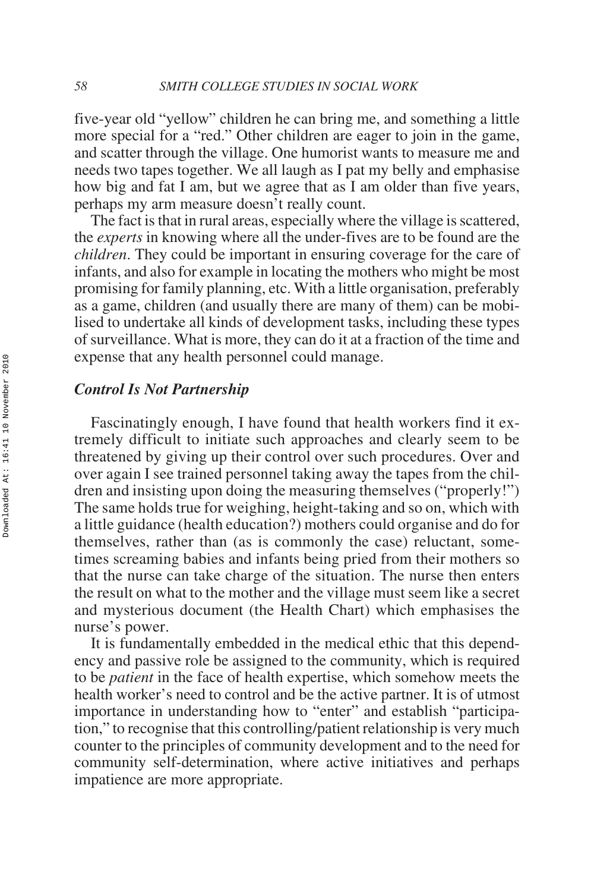five-year old "yellow" children he can bring me, and something a little more special for a "red." Other children are eager to join in the game, and scatter through the village. One humorist wants to measure me and needs two tapes together. We all laugh as I pat my belly and emphasise how big and fat I am, but we agree that as I am older than five years, perhaps my arm measure doesn't really count.

The fact is that in rural areas, especially where the village is scattered, the *experts* in knowing where all the under-fives are to be found are the *children*. They could be important in ensuring coverage for the care of infants, and also for example in locating the mothers who might be most promising for family planning, etc. With a little organisation, preferably as a game, children (and usually there are many of them) can be mobilised to undertake all kinds of development tasks, including these types of surveillance. What is more, they can do it at a fraction of the time and expense that any health personnel could manage.

### *Control Is Not Partnership*

Fascinatingly enough, I have found that health workers find it extremely difficult to initiate such approaches and clearly seem to be threatened by giving up their control over such procedures. Over and over again I see trained personnel taking away the tapes from the children and insisting upon doing the measuring themselves ("properly!") The same holds true for weighing, height-taking and so on, which with a little guidance (health education?) mothers could organise and do for themselves, rather than (as is commonly the case) reluctant, sometimes screaming babies and infants being pried from their mothers so that the nurse can take charge of the situation. The nurse then enters the result on what to the mother and the village must seem like a secret and mysterious document (the Health Chart) which emphasises the nurse's power.

It is fundamentally embedded in the medical ethic that this dependency and passive role be assigned to the community, which is required to be *patient* in the face of health expertise, which somehow meets the health worker's need to control and be the active partner. It is of utmost importance in understanding how to "enter" and establish "participation," to recognise that this controlling/patient relationship is very much counter to the principles of community development and to the need for community self-determination, where active initiatives and perhaps impatience are more appropriate.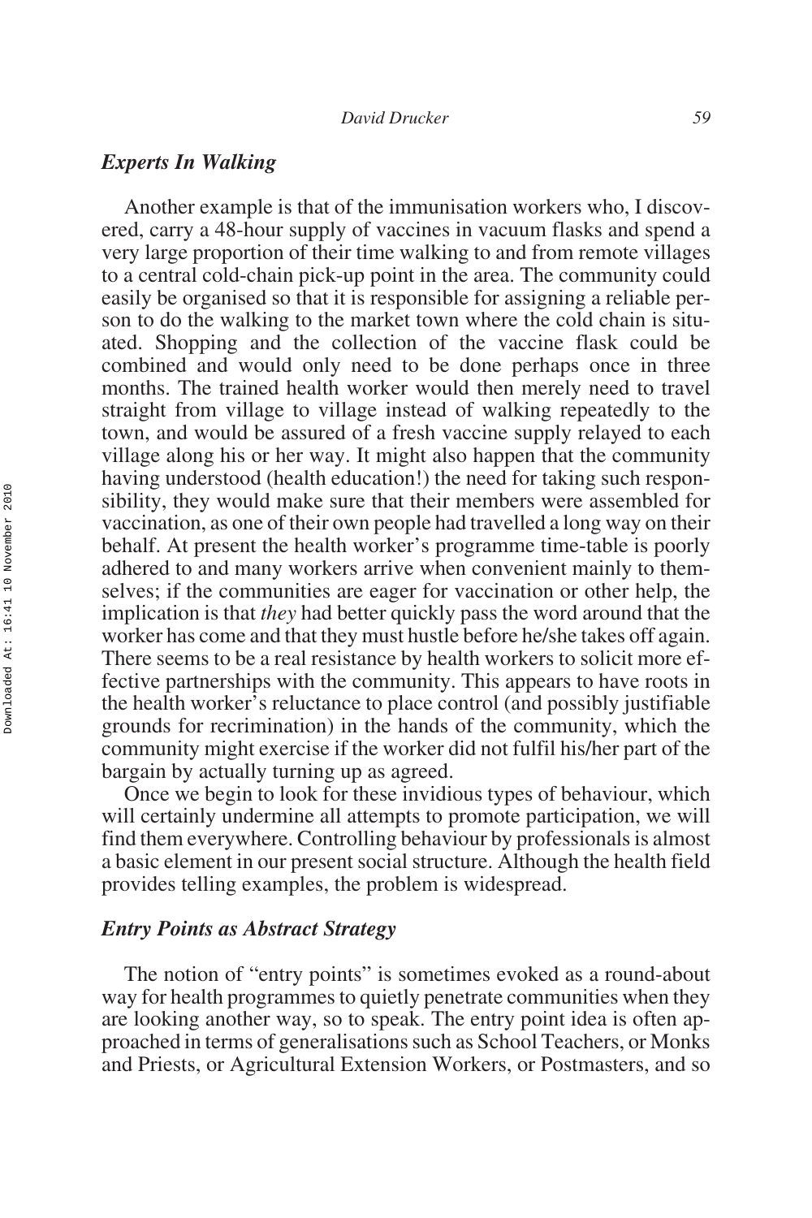### *Experts In Walking*

Another example is that of the immunisation workers who, I discovered, carry a 48-hour supply of vaccines in vacuum flasks and spend a very large proportion of their time walking to and from remote villages to a central cold-chain pick-up point in the area. The community could easily be organised so that it is responsible for assigning a reliable person to do the walking to the market town where the cold chain is situated. Shopping and the collection of the vaccine flask could be combined and would only need to be done perhaps once in three months. The trained health worker would then merely need to travel straight from village to village instead of walking repeatedly to the town, and would be assured of a fresh vaccine supply relayed to each village along his or her way. It might also happen that the community having understood (health education!) the need for taking such responsibility, they would make sure that their members were assembled for vaccination, as one of their own people had travelled a long way on their behalf. At present the health worker's programme time-table is poorly adhered to and many workers arrive when convenient mainly to themselves; if the communities are eager for vaccination or other help, the implication is that *they* had better quickly pass the word around that the worker has come and that they must hustle before he/she takes off again. There seems to be a real resistance by health workers to solicit more effective partnerships with the community. This appears to have roots in the health worker's reluctance to place control (and possibly justifiable grounds for recrimination) in the hands of the community, which the community might exercise if the worker did not fulfil his/her part of the bargain by actually turning up as agreed.

Once we begin to look for these invidious types of behaviour, which will certainly undermine all attempts to promote participation, we will find them everywhere. Controlling behaviour by professionals is almost a basic element in our present social structure. Although the health field provides telling examples, the problem is widespread.

### *Entry Points as Abstract Strategy*

The notion of "entry points" is sometimes evoked as a round-about way for health programmes to quietly penetrate communities when they are looking another way, so to speak. The entry point idea is often approached in terms of generalisations such as School Teachers, or Monks and Priests, or Agricultural Extension Workers, or Postmasters, and so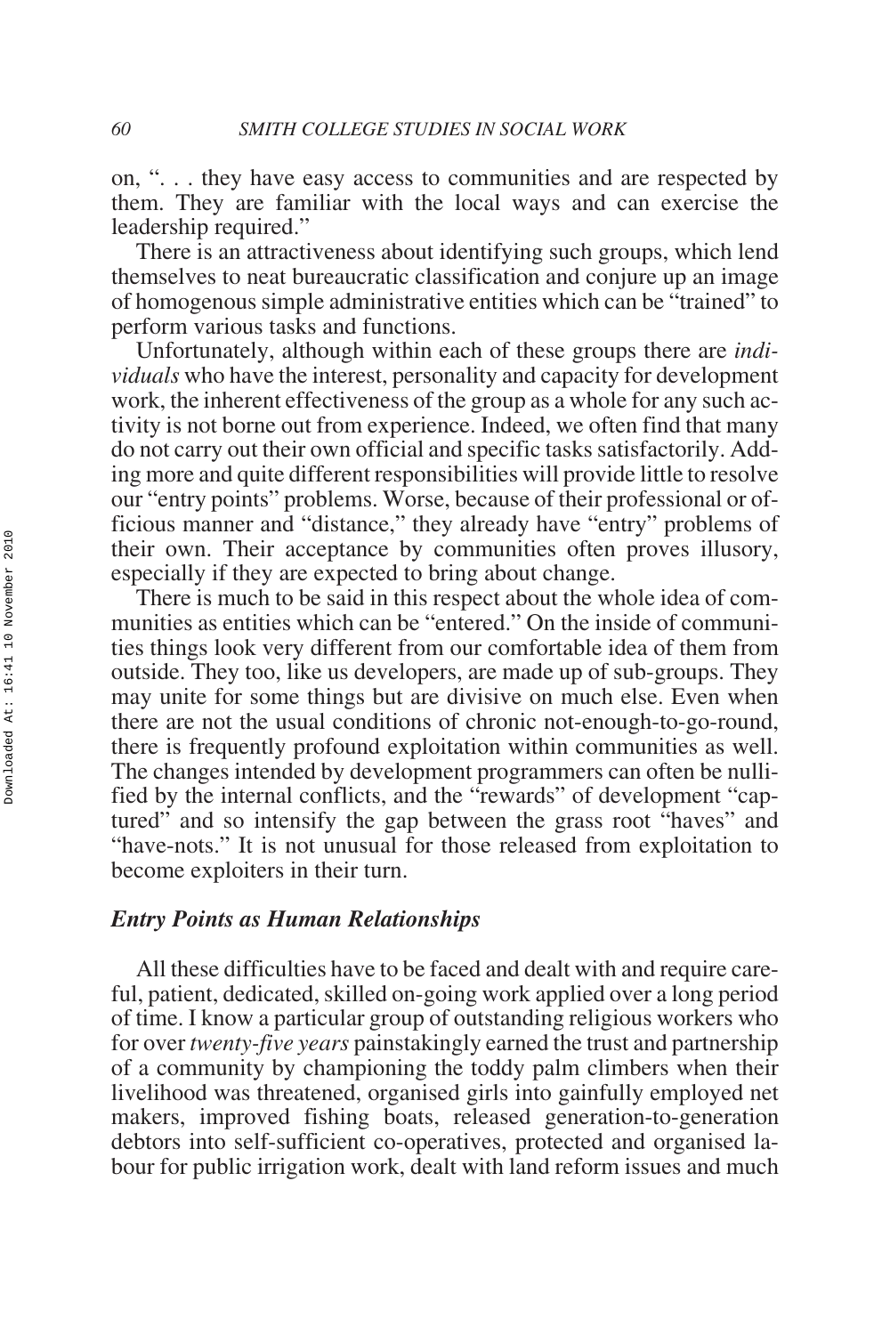on, ". . . they have easy access to communities and are respected by them. They are familiar with the local ways and can exercise the leadership required."

There is an attractiveness about identifying such groups, which lend themselves to neat bureaucratic classification and conjure up an image of homogenous simple administrative entities which can be "trained" to perform various tasks and functions.

Unfortunately, although within each of these groups there are *individuals* who have the interest, personality and capacity for development work, the inherent effectiveness of the group as a whole for any such activity is not borne out from experience. Indeed, we often find that many do not carry out their own official and specific tasks satisfactorily. Adding more and quite different responsibilities will provide little to resolve our "entry points" problems. Worse, because of their professional or officious manner and "distance," they already have "entry" problems of their own. Their acceptance by communities often proves illusory, especially if they are expected to bring about change.

There is much to be said in this respect about the whole idea of communities as entities which can be "entered." On the inside of communities things look very different from our comfortable idea of them from outside. They too, like us developers, are made up of sub-groups. They may unite for some things but are divisive on much else. Even when there are not the usual conditions of chronic not-enough-to-go-round, there is frequently profound exploitation within communities as well. The changes intended by development programmers can often be nullified by the internal conflicts, and the "rewards" of development "captured" and so intensify the gap between the grass root "haves" and "have-nots." It is not unusual for those released from exploitation to become exploiters in their turn.

### *Entry Points as Human Relationships*

All these difficulties have to be faced and dealt with and require careful, patient, dedicated, skilled on-going work applied over a long period of time. I know a particular group of outstanding religious workers who for over *twenty-five years* painstakingly earned the trust and partnership of a community by championing the toddy palm climbers when their livelihood was threatened, organised girls into gainfully employed net makers, improved fishing boats, released generation-to-generation debtors into self-sufficient co-operatives, protected and organised labour for public irrigation work, dealt with land reform issues and much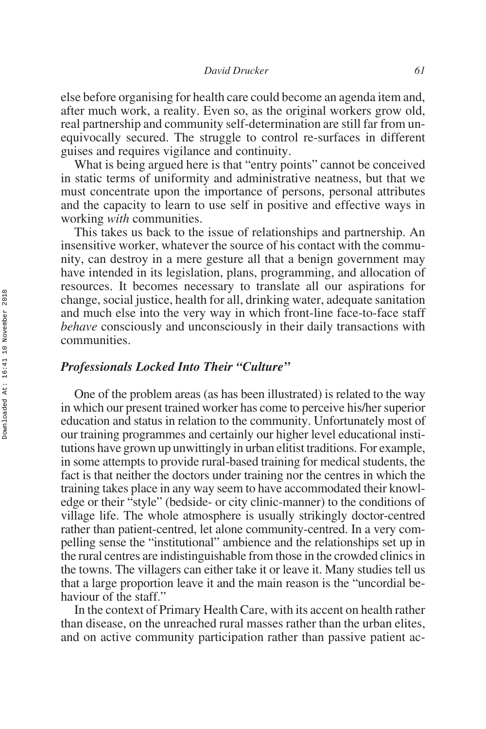else before organising for health care could become an agenda item and, after much work, a reality. Even so, as the original workers grow old, real partnership and community self-determination are still far from unequivocally secured. The struggle to control re-surfaces in different guises and requires vigilance and continuity.

What is being argued here is that "entry points" cannot be conceived in static terms of uniformity and administrative neatness, but that we must concentrate upon the importance of persons, personal attributes and the capacity to learn to use self in positive and effective ways in working *with* communities.

This takes us back to the issue of relationships and partnership. An insensitive worker, whatever the source of his contact with the community, can destroy in a mere gesture all that a benign government may have intended in its legislation, plans, programming, and allocation of resources. It becomes necessary to translate all our aspirations for change, social justice, health for all, drinking water, adequate sanitation and much else into the very way in which front-line face-to-face staff *behave* consciously and unconsciously in their daily transactions with communities.

### *Professionals Locked Into Their "Culture"*

One of the problem areas (as has been illustrated) is related to the way in which our present trained worker has come to perceive his/her superior education and status in relation to the community. Unfortunately most of our training programmes and certainly our higher level educational institutions have grown up unwittingly in urban elitist traditions. For example, in some attempts to provide rural-based training for medical students, the fact is that neither the doctors under training nor the centres in which the training takes place in any way seem to have accommodated their knowledge or their "style" (bedside- or city clinic-manner) to the conditions of village life. The whole atmosphere is usually strikingly doctor-centred rather than patient-centred, let alone community-centred. In a very compelling sense the "institutional" ambience and the relationships set up in the rural centres are indistinguishable from those in the crowded clinics in the towns. The villagers can either take it or leave it. Many studies tell us that a large proportion leave it and the main reason is the "uncordial behaviour of the staff."

In the context of Primary Health Care, with its accent on health rather than disease, on the unreached rural masses rather than the urban elites, and on active community participation rather than passive patient ac-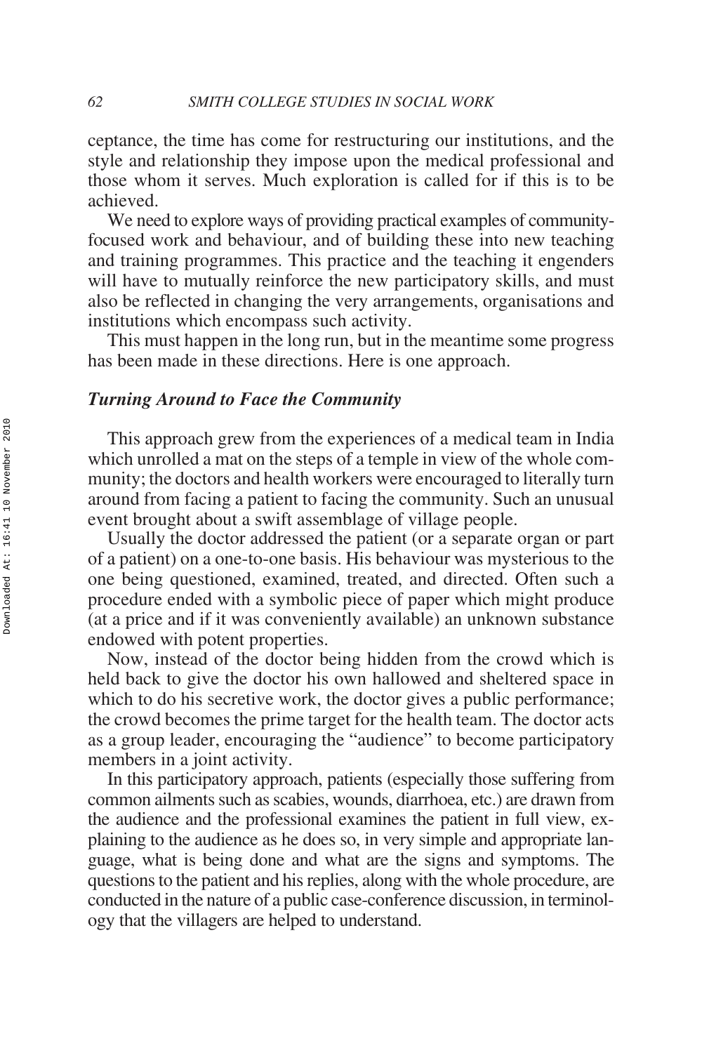ceptance, the time has come for restructuring our institutions, and the style and relationship they impose upon the medical professional and those whom it serves. Much exploration is called for if this is to be achieved.

We need to explore ways of providing practical examples of community-focused work and behaviour, and of building these into new teaching and training programmes. This practice and the teaching it engenders will have to mutually reinforce the new participatory skills, and must also be reflected in changing the very arrangements, organisations and institutions which encompass such activity.

This must happen in the long run, but in the meantime some progress has been made in these directions. Here is one approach.

## *Turning Around to Face the Community*

This approach grew from the experiences of a medical team in India which unrolled a mat on the steps of a temple in view of the whole community; the doctors and health workers were encouraged to literally turn around from facing a patient to facing the community. Such an unusual event brought about a swift assemblage of village people.

Usually the doctor addressed the patient (or a separate organ or part of a patient) on a one-to-one basis. His behaviour was mysterious to the one being questioned, examined, treated, and directed. Often such a procedure ended with a symbolic piece of paper which might produce (at a price and if it was conveniently available) an unknown substance endowed with potent properties.

Now, instead of the doctor being hidden from the crowd which is held back to give the doctor his own hallowed and sheltered space in which to do his secretive work, the doctor gives a public performance; the crowd becomes the prime target for the health team. The doctor acts as a group leader, encouraging the "audience" to become participatory members in a joint activity.

In this participatory approach, patients (especially those suffering from common ailments such as scabies, wounds, diarrhoea, etc.) are drawn from the audience and the professional examines the patient in full view, explaining to the audience as he does so, in very simple and appropriate language, what is being done and what are the signs and symptoms. The questions to the patient and his replies, along with the whole procedure, are conducted in the nature of a public case-conference discussion, in terminology that the villagers are helped to understand.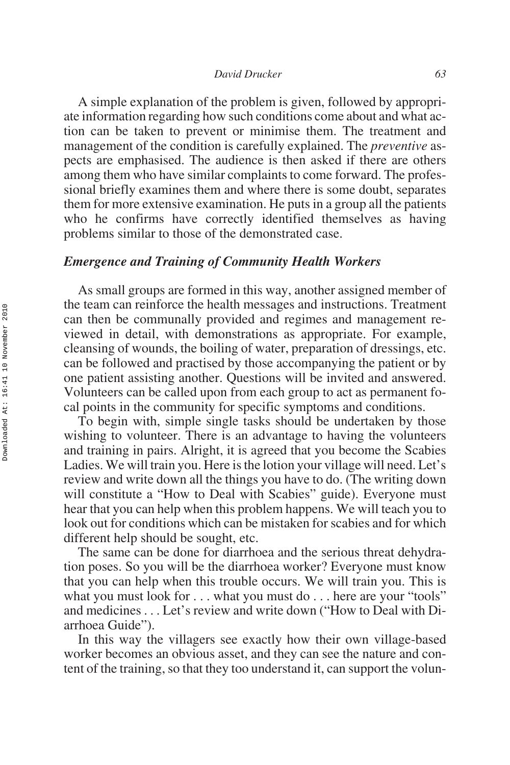A simple explanation of the problem is given, followed by appropriate information regarding how such conditions come about and what action can be taken to prevent or minimise them. The treatment and management of the condition is carefully explained. The *preventive* aspects are emphasised. The audience is then asked if there are others among them who have similar complaints to come forward. The professional briefly examines them and where there is some doubt, separates them for more extensive examination. He puts in a group all the patients who he confirms have correctly identified themselves as having problems similar to those of the demonstrated case.

### *Emergence and Training of Community Health Workers*

As small groups are formed in this way, another assigned member of the team can reinforce the health messages and instructions. Treatment can then be communally provided and regimes and management reviewed in detail, with demonstrations as appropriate. For example, cleansing of wounds, the boiling of water, preparation of dressings, etc. can be followed and practised by those accompanying the patient or by one patient assisting another. Questions will be invited and answered. Volunteers can be called upon from each group to act as permanent focal points in the community for specific symptoms and conditions.

To begin with, simple single tasks should be undertaken by those wishing to volunteer. There is an advantage to having the volunteers and training in pairs. Alright, it is agreed that you become the Scabies Ladies. We will train you. Here is the lotion your village will need. Let's review and write down all the things you have to do. (The writing down will constitute a "How to Deal with Scabies" guide). Everyone must hear that you can help when this problem happens. We will teach you to look out for conditions which can be mistaken for scabies and for which different help should be sought, etc.

The same can be done for diarrhoea and the serious threat dehydration poses. So you will be the diarrhoea worker? Everyone must know that you can help when this trouble occurs. We will train you. This is what you must look for . . . what you must do . . . here are your "tools" and medicines . . . Let's review and write down ("How to Deal with Diarrhoea Guide").

In this way the villagers see exactly how their own village-based worker becomes an obvious asset, and they can see the nature and content of the training, so that they too understand it, can support the volun-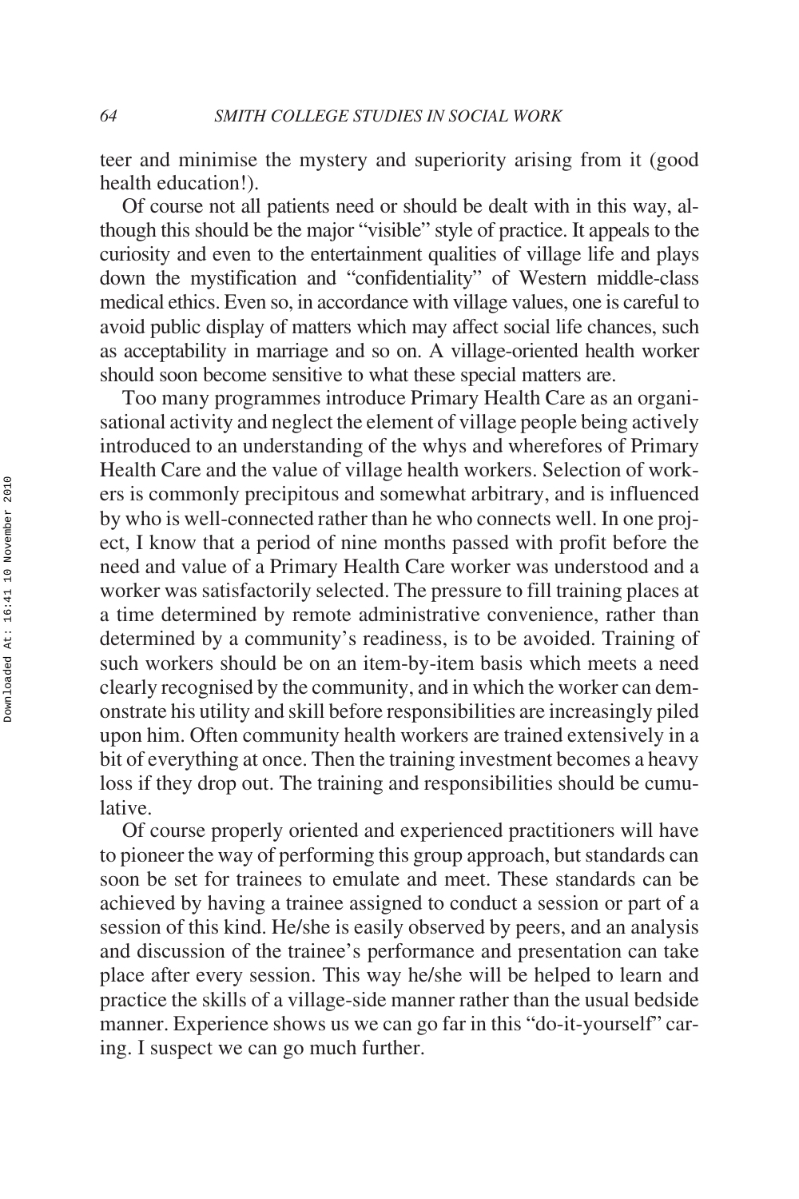teer and minimise the mystery and superiority arising from it (good health education!).

Of course not all patients need or should be dealt with in this way, although this should be the major "visible" style of practice. It appeals to the curiosity and even to the entertainment qualities of village life and plays down the mystification and "confidentiality" of Western middle-class medical ethics. Even so, in accordance with village values, one is careful to avoid public display of matters which may affect social life chances, such as acceptability in marriage and so on. A village-oriented health worker should soon become sensitive to what these special matters are.

Too many programmes introduce Primary Health Care as an organisational activity and neglect the element of village people being actively introduced to an understanding of the whys and wherefores of Primary Health Care and the value of village health workers. Selection of workers is commonly precipitous and somewhat arbitrary, and is influenced by who is well-connected rather than he who connects well. In one project, I know that a period of nine months passed with profit before the need and value of a Primary Health Care worker was understood and a worker was satisfactorily selected. The pressure to fill training places at a time determined by remote administrative convenience, rather than determined by a community's readiness, is to be avoided. Training of such workers should be on an item-by-item basis which meets a need clearly recognised by the community, and in which the worker can demonstrate his utility and skill before responsibilities are increasingly piled upon him. Often community health workers are trained extensively in a bit of everything at once. Then the training investment becomes a heavy loss if they drop out. The training and responsibilities should be cumulative.

Of course properly oriented and experienced practitioners will have to pioneer the way of performing this group approach, but standards can soon be set for trainees to emulate and meet. These standards can be achieved by having a trainee assigned to conduct a session or part of a session of this kind. He/she is easily observed by peers, and an analysis and discussion of the trainee's performance and presentation can take place after every session. This way he/she will be helped to learn and practice the skills of a village-side manner rather than the usual bedside manner. Experience shows us we can go far in this "do-it-yourself" caring. I suspect we can go much further.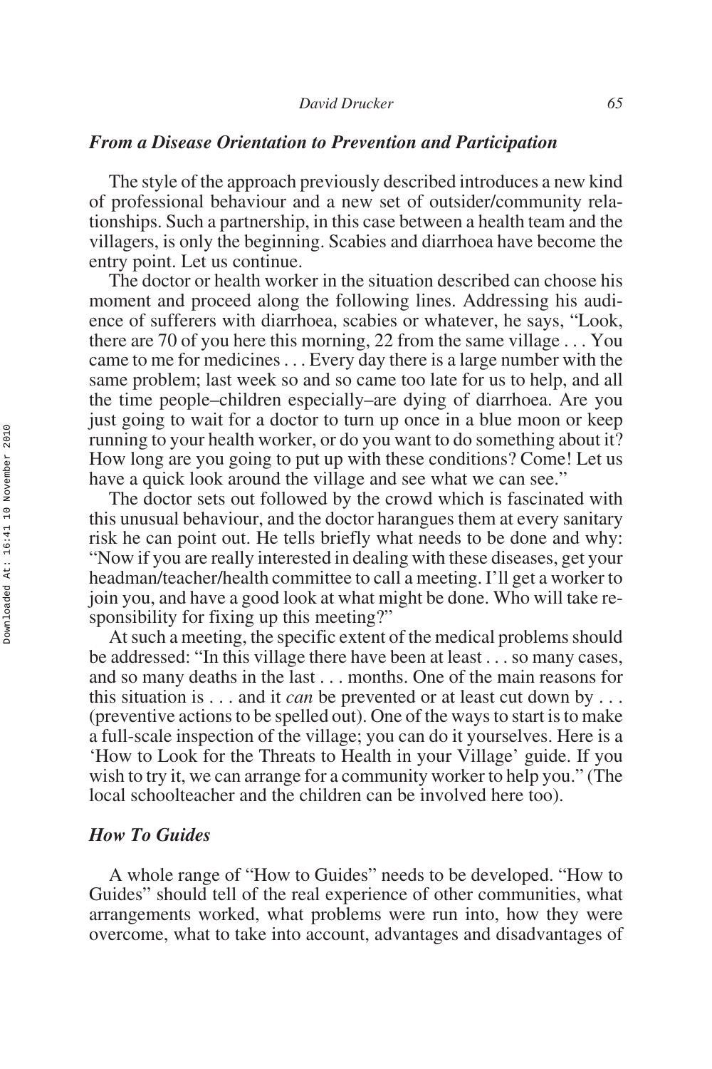### *From a Disease Orientation to Prevention and Participation*

The style of the approach previously described introduces a new kind of professional behaviour and a new set of outsider/community relationships. Such a partnership, in this case between a health team and the villagers, is only the beginning. Scabies and diarrhoea have become the entry point. Let us continue.

The doctor or health worker in the situation described can choose his moment and proceed along the following lines. Addressing his audience of sufferers with diarrhoea, scabies or whatever, he says, "Look, there are 70 of you here this morning, 22 from the same village . . . You came to me for medicines . . . Every day there is a large number with the same problem; last week so and so came too late for us to help, and all the time people–children especially–are dying of diarrhoea. Are you just going to wait for a doctor to turn up once in a blue moon or keep running to your health worker, or do you want to do something about it? How long are you going to put up with these conditions? Come! Let us have a quick look around the village and see what we can see."

The doctor sets out followed by the crowd which is fascinated with this unusual behaviour, and the doctor harangues them at every sanitary risk he can point out. He tells briefly what needs to be done and why: "Now if you are really interested in dealing with these diseases, get your headman/teacher/health committee to call a meeting. I'll get a worker to join you, and have a good look at what might be done. Who will take responsibility for fixing up this meeting?"

At such a meeting, the specific extent of the medical problems should be addressed: "In this village there have been at least . . . so many cases, and so many deaths in the last . . . months. One of the main reasons for this situation is . . . and it *can* be prevented or at least cut down by . . . (preventive actions to be spelled out). One of the ways to start is to make a full-scale inspection of the village; you can do it yourselves. Here is a 'How to Look for the Threats to Health in your Village' guide. If you wish to try it, we can arrange for a community worker to help you." (The local schoolteacher and the children can be involved here too).

### *How To Guides*

A whole range of "How to Guides" needs to be developed. "How to Guides" should tell of the real experience of other communities, what arrangements worked, what problems were run into, how they were overcome, what to take into account, advantages and disadvantages of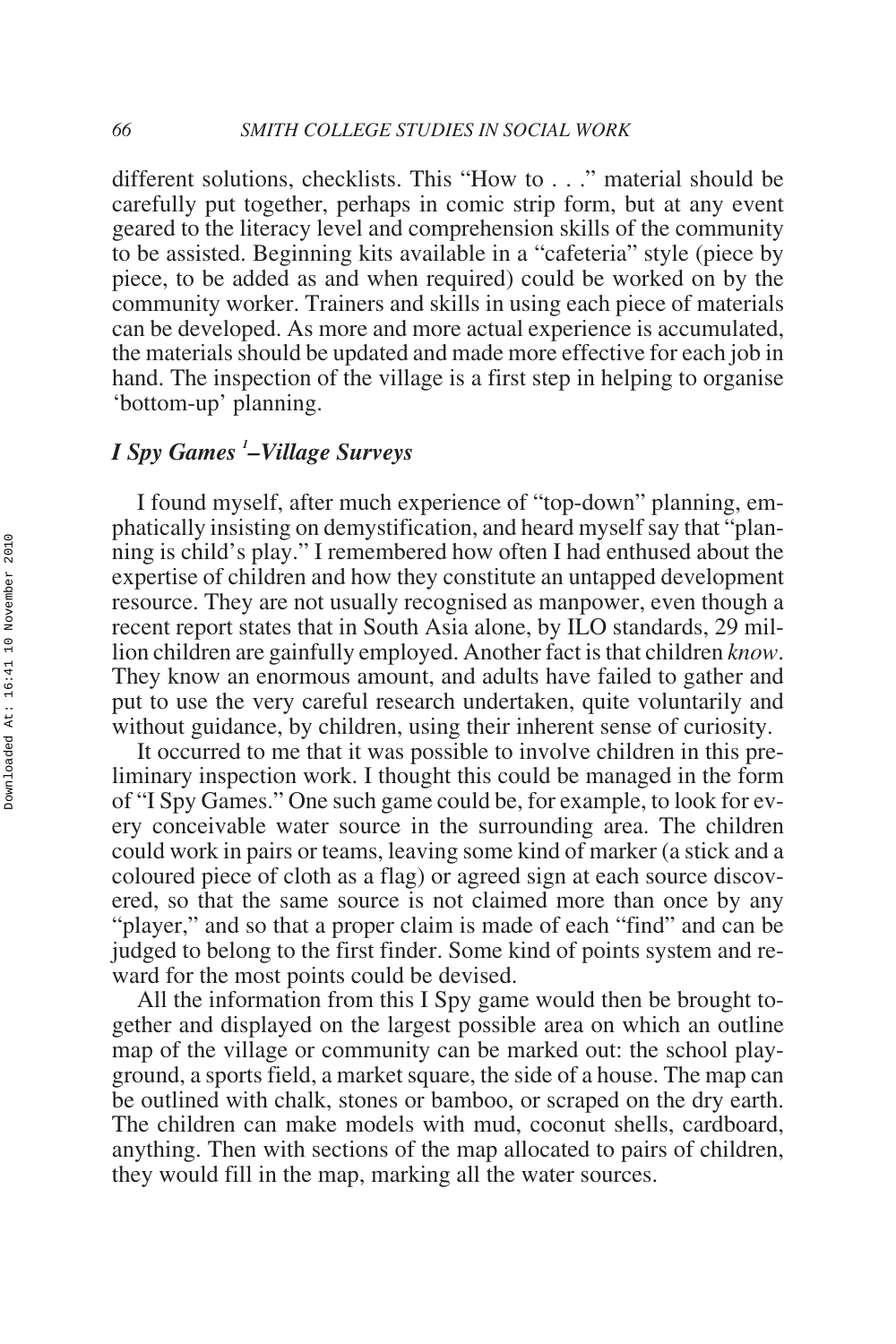different solutions, checklists. This "How to . . ." material should be carefully put together, perhaps in comic strip form, but at any event geared to the literacy level and comprehension skills of the community to be assisted. Beginning kits available in a "cafeteria" style (piece by piece, to be added as and when required) could be worked on by the community worker. Trainers and skills in using each piece of materials can be developed. As more and more actual experience is accumulated, the materials should be updated and made more effective for each job in hand. The inspection of the village is a first step in helping to organise 'bottom-up' planning.

### *I Spy Games [1]–Village Surveys*

I found myself, after much experience of "top-down" planning, emphatically insisting on demystification, and heard myself say that "planning is child's play." I remembered how often I had enthused about the expertise of children and how they constitute an untapped development resource. They are not usually recognised as manpower, even though a recent report states that in South Asia alone, by ILO standards, 29 million children are gainfully employed. Another fact is that children *know*. They know an enormous amount, and adults have failed to gather and put to use the very careful research undertaken, quite voluntarily and without guidance, by children, using their inherent sense of curiosity.

It occurred to me that it was possible to involve children in this preliminary inspection work. I thought this could be managed in the form of "I Spy Games." One such game could be, for example, to look for every conceivable water source in the surrounding area. The children could work in pairs or teams, leaving some kind of marker (a stick and a coloured piece of cloth as a flag) or agreed sign at each source discovered, so that the same source is not claimed more than once by any "player," and so that a proper claim is made of each "find" and can be judged to belong to the first finder. Some kind of points system and reward for the most points could be devised.

All the information from this I Spy game would then be brought together and displayed on the largest possible area on which an outline map of the village or community can be marked out: the school playground, a sports field, a market square, the side of a house. The map can be outlined with chalk, stones or bamboo, or scraped on the dry earth. The children can make models with mud, coconut shells, cardboard, anything. Then with sections of the map allocated to pairs of children, they would fill in the map, marking all the water sources.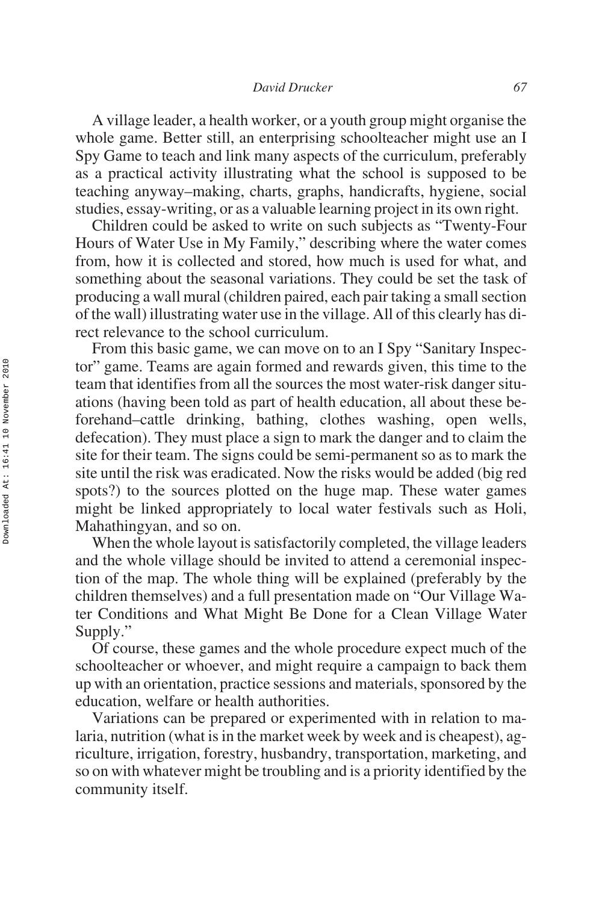A village leader, a health worker, or a youth group might organise the whole game. Better still, an enterprising schoolteacher might use an I Spy Game to teach and link many aspects of the curriculum, preferably as a practical activity illustrating what the school is supposed to be teaching anyway–making, charts, graphs, handicrafts, hygiene, social studies, essay-writing, or as a valuable learning project in its own right.

Children could be asked to write on such subjects as "Twenty-Four Hours of Water Use in My Family," describing where the water comes from, how it is collected and stored, how much is used for what, and something about the seasonal variations. They could be set the task of producing a wall mural (children paired, each pair taking a small section of the wall) illustrating water use in the village. All of this clearly has direct relevance to the school curriculum.

From this basic game, we can move on to an I Spy "Sanitary Inspector" game. Teams are again formed and rewards given, this time to the team that identifies from all the sources the most water-risk danger situations (having been told as part of health education, all about these beforehand–cattle drinking, bathing, clothes washing, open wells, defecation). They must place a sign to mark the danger and to claim the site for their team. The signs could be semi-permanent so as to mark the site until the risk was eradicated. Now the risks would be added (big red spots?) to the sources plotted on the huge map. These water games might be linked appropriately to local water festivals such as Holi, Mahathingyan, and so on.

When the whole layout is satisfactorily completed, the village leaders and the whole village should be invited to attend a ceremonial inspection of the map. The whole thing will be explained (preferably by the children themselves) and a full presentation made on "Our Village Water Conditions and What Might Be Done for a Clean Village Water Supply."

Of course, these games and the whole procedure expect much of the schoolteacher or whoever, and might require a campaign to back them up with an orientation, practice sessions and materials, sponsored by the education, welfare or health authorities.

Variations can be prepared or experimented with in relation to malaria, nutrition (what is in the market week by week and is cheapest), agriculture, irrigation, forestry, husbandry, transportation, marketing, and so on with whatever might be troubling and is a priority identified by the community itself.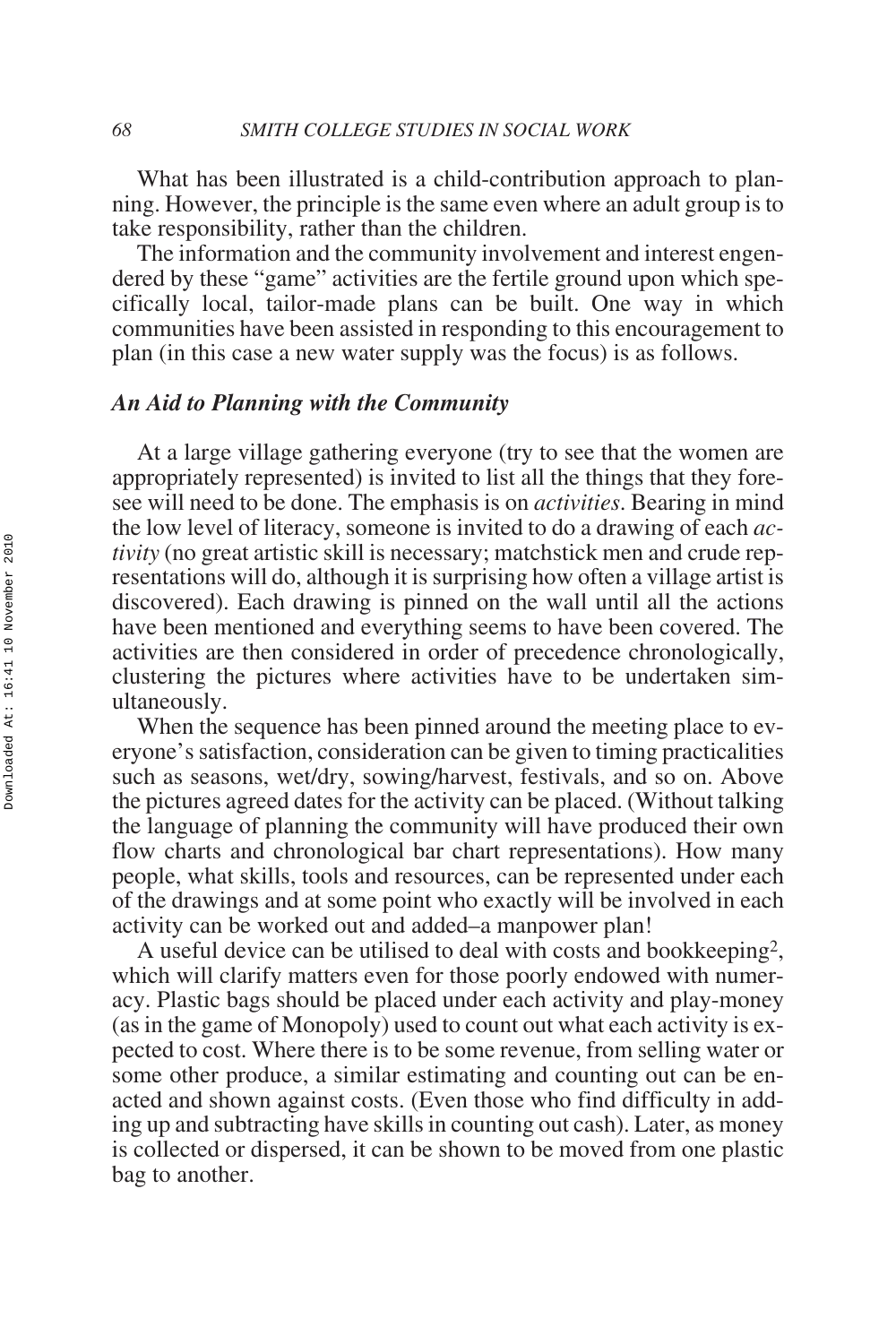What has been illustrated is a child-contribution approach to planning. However, the principle is the same even where an adult group is to take responsibility, rather than the children.

The information and the community involvement and interest engendered by these "game" activities are the fertile ground upon which specifically local, tailor-made plans can be built. One way in which communities have been assisted in responding to this encouragement to plan (in this case a new water supply was the focus) is as follows.

### *An Aid to Planning with the Community*

At a large village gathering everyone (try to see that the women are appropriately represented) is invited to list all the things that they foresee will need to be done. The emphasis is on *activities*. Bearing in mind the low level of literacy, someone is invited to do a drawing of each *activity* (no great artistic skill is necessary; matchstick men and crude representations will do, although it is surprising how often a village artist is discovered). Each drawing is pinned on the wall until all the actions have been mentioned and everything seems to have been covered. The activities are then considered in order of precedence chronologically, clustering the pictures where activities have to be undertaken simultaneously.

When the sequence has been pinned around the meeting place to everyone's satisfaction, consideration can be given to timing practicalities such as seasons, wet/dry, sowing/harvest, festivals, and so on. Above the pictures agreed dates for the activity can be placed. (Without talking the language of planning the community will have produced their own flow charts and chronological bar chart representations). How many people, what skills, tools and resources, can be represented under each of the drawings and at some point who exactly will be involved in each activity can be worked out and added–a manpower plan!

A useful device can be utilised to deal with costs and bookkeeping[2], which will clarify matters even for those poorly endowed with numeracy. Plastic bags should be placed under each activity and play-money (as in the game of Monopoly) used to count out what each activity is expected to cost. Where there is to be some revenue, from selling water or some other produce, a similar estimating and counting out can be enacted and shown against costs. (Even those who find difficulty in adding up and subtracting have skills in counting out cash). Later, as money is collected or dispersed, it can be shown to be moved from one plastic bag to another.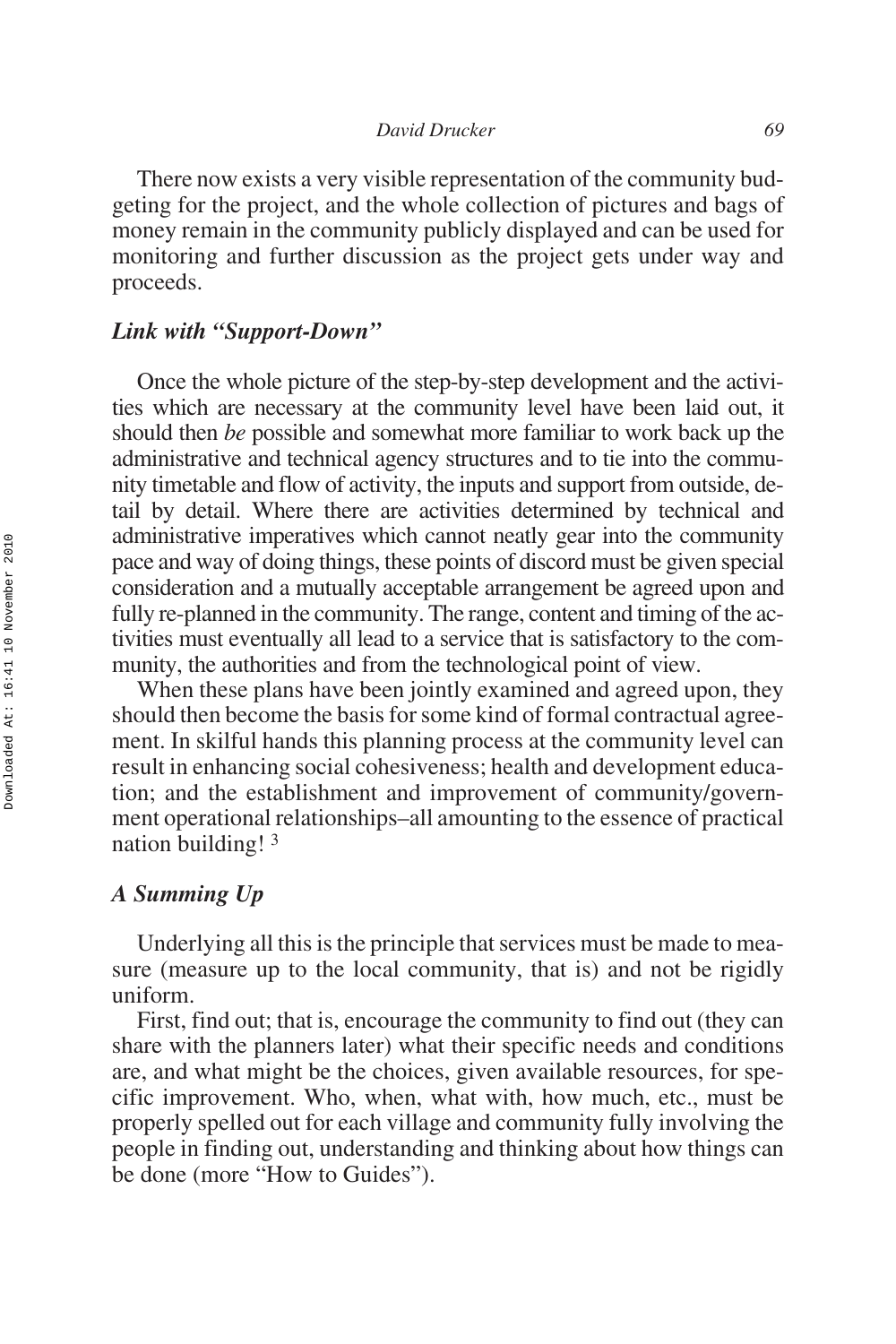There now exists a very visible representation of the community budgeting for the project, and the whole collection of pictures and bags of money remain in the community publicly displayed and can be used for monitoring and further discussion as the project gets under way and proceeds.

### *Link with "Support-Down"*

Once the whole picture of the step-by-step development and the activities which are necessary at the community level have been laid out, it should then *be* possible and somewhat more familiar to work back up the administrative and technical agency structures and to tie into the community timetable and flow of activity, the inputs and support from outside, detail by detail. Where there are activities determined by technical and administrative imperatives which cannot neatly gear into the community pace and way of doing things, these points of discord must be given special consideration and a mutually acceptable arrangement be agreed upon and fully re-planned in the community. The range, content and timing of the activities must eventually all lead to a service that is satisfactory to the community, the authorities and from the technological point of view.

When these plans have been jointly examined and agreed upon, they should then become the basis for some kind of formal contractual agreement. In skilful hands this planning process at the community level can result in enhancing social cohesiveness; health and development education; and the establishment and improvement of community/government operational relationships–all amounting to the essence of practical nation building! [3]

### *A Summing Up*

Underlying all this is the principle that services must be made to measure (measure up to the local community, that is) and not be rigidly uniform.

First, find out; that is, encourage the community to find out (they can share with the planners later) what their specific needs and conditions are, and what might be the choices, given available resources, for specific improvement. Who, when, what with, how much, etc., must be properly spelled out for each village and community fully involving the people in finding out, understanding and thinking about how things can be done (more "How to Guides").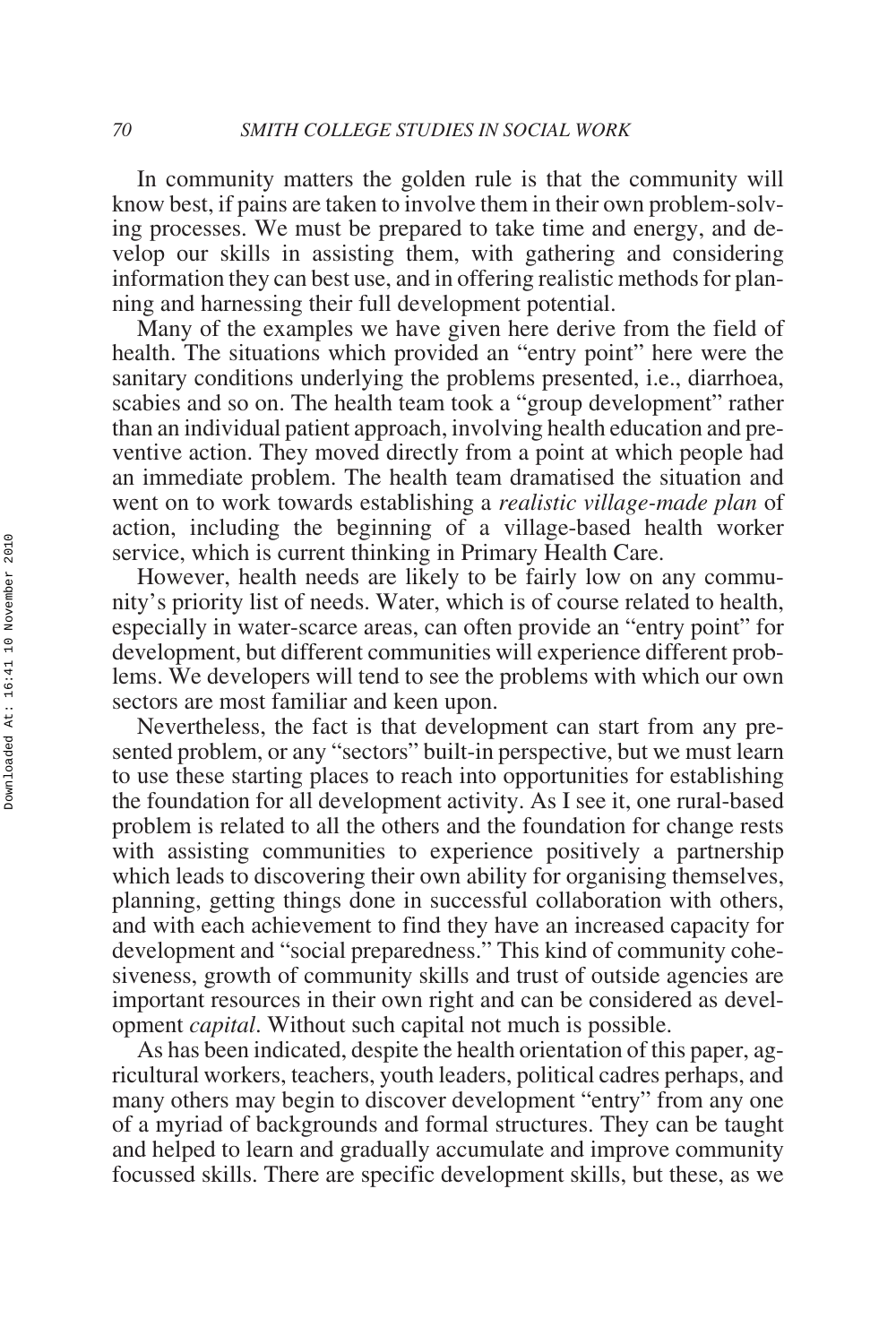In community matters the golden rule is that the community will know best, if pains are taken to involve them in their own problem-solving processes. We must be prepared to take time and energy, and develop our skills in assisting them, with gathering and considering information they can best use, and in offering realistic methods for planning and harnessing their full development potential.

Many of the examples we have given here derive from the field of health. The situations which provided an "entry point" here were the sanitary conditions underlying the problems presented, i.e., diarrhoea, scabies and so on. The health team took a "group development" rather than an individual patient approach, involving health education and preventive action. They moved directly from a point at which people had an immediate problem. The health team dramatised the situation and went on to work towards establishing a *realistic village-made plan* of action, including the beginning of a village-based health worker service, which is current thinking in Primary Health Care.

However, health needs are likely to be fairly low on any community's priority list of needs. Water, which is of course related to health, especially in water-scarce areas, can often provide an "entry point" for development, but different communities will experience different problems. We developers will tend to see the problems with which our own sectors are most familiar and keen upon.

Nevertheless, the fact is that development can start from any presented problem, or any "sectors" built-in perspective, but we must learn to use these starting places to reach into opportunities for establishing the foundation for all development activity. As I see it, one rural-based problem is related to all the others and the foundation for change rests with assisting communities to experience positively a partnership which leads to discovering their own ability for organising themselves, planning, getting things done in successful collaboration with others, and with each achievement to find they have an increased capacity for development and "social preparedness." This kind of community cohesiveness, growth of community skills and trust of outside agencies are important resources in their own right and can be considered as development *capital*. Without such capital not much is possible.

As has been indicated, despite the health orientation of this paper, agricultural workers, teachers, youth leaders, political cadres perhaps, and many others may begin to discover development "entry" from any one of a myriad of backgrounds and formal structures. They can be taught and helped to learn and gradually accumulate and improve community focussed skills. There are specific development skills, but these, as we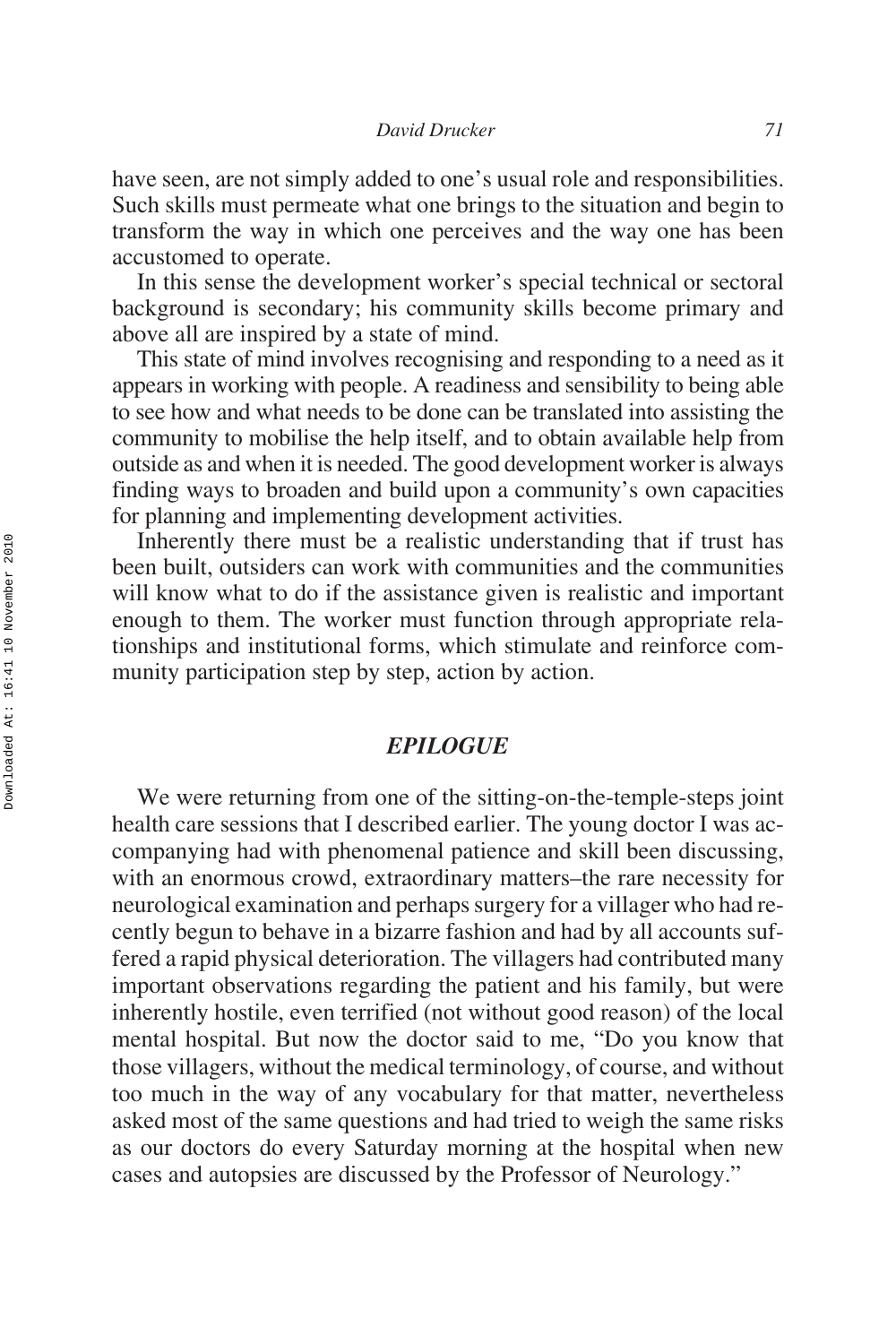have seen, are not simply added to one's usual role and responsibilities. Such skills must permeate what one brings to the situation and begin to transform the way in which one perceives and the way one has been accustomed to operate.

In this sense the development worker's special technical or sectoral background is secondary; his community skills become primary and above all are inspired by a state of mind.

This state of mind involves recognising and responding to a need as it appears in working with people. A readiness and sensibility to being able to see how and what needs to be done can be translated into assisting the community to mobilise the help itself, and to obtain available help from outside as and when it is needed. The good development worker is always finding ways to broaden and build upon a community's own capacities for planning and implementing development activities.

Inherently there must be a realistic understanding that if trust has been built, outsiders can work with communities and the communities will know what to do if the assistance given is realistic and important enough to them. The worker must function through appropriate relationships and institutional forms, which stimulate and reinforce community participation step by step, action by action.

## *EPILOGUE*

We were returning from one of the sitting-on-the-temple-steps joint health care sessions that I described earlier. The young doctor I was accompanying had with phenomenal patience and skill been discussing, with an enormous crowd, extraordinary matters–the rare necessity for neurological examination and perhaps surgery for a villager who had recently begun to behave in a bizarre fashion and had by all accounts suffered a rapid physical deterioration. The villagers had contributed many important observations regarding the patient and his family, but were inherently hostile, even terrified (not without good reason) of the local mental hospital. But now the doctor said to me, "Do you know that those villagers, without the medical terminology, of course, and without too much in the way of any vocabulary for that matter, nevertheless asked most of the same questions and had tried to weigh the same risks as our doctors do every Saturday morning at the hospital when new cases and autopsies are discussed by the Professor of Neurology."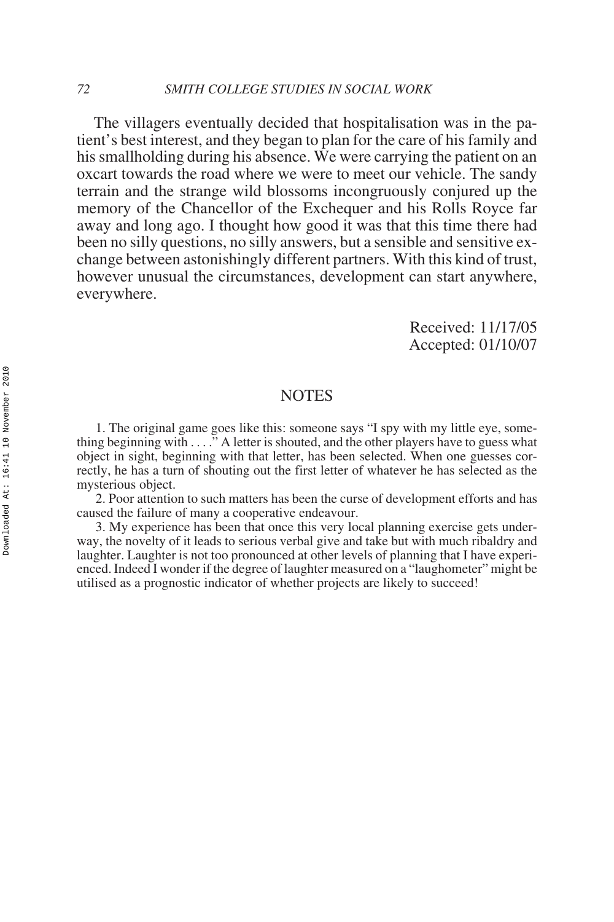The villagers eventually decided that hospitalisation was in the patient's best interest, and they began to plan for the care of his family and his smallholding during his absence. We were carrying the patient on an oxcart towards the road where we were to meet our vehicle. The sandy terrain and the strange wild blossoms incongruously conjured up the memory of the Chancellor of the Exchequer and his Rolls Royce far away and long ago. I thought how good it was that this time there had been no silly questions, no silly answers, but a sensible and sensitive exchange between astonishingly different partners. With this kind of trust, however unusual the circumstances, development can start anywhere, everywhere.

Received: 11/17/05
Accepted: 01/10/07

## NOTES

1. The original game goes like this: someone says "I spy with my little eye, something beginning with . . . ." A letter is shouted, and the other players have to guess what object in sight, beginning with that letter, has been selected. When one guesses correctly, he has a turn of shouting out the first letter of whatever he has selected as the mysterious object.

2. Poor attention to such matters has been the curse of development efforts and has caused the failure of many a cooperative endeavour.

3. My experience has been that once this very local planning exercise gets underway, the novelty of it leads to serious verbal give and take but with much ribaldry and laughter. Laughter is not too pronounced at other levels of planning that I have experienced. Indeed I wonder if the degree of laughter measured on a "laughometer" might be utilised as a prognostic indicator of whether projects are likely to succeed!